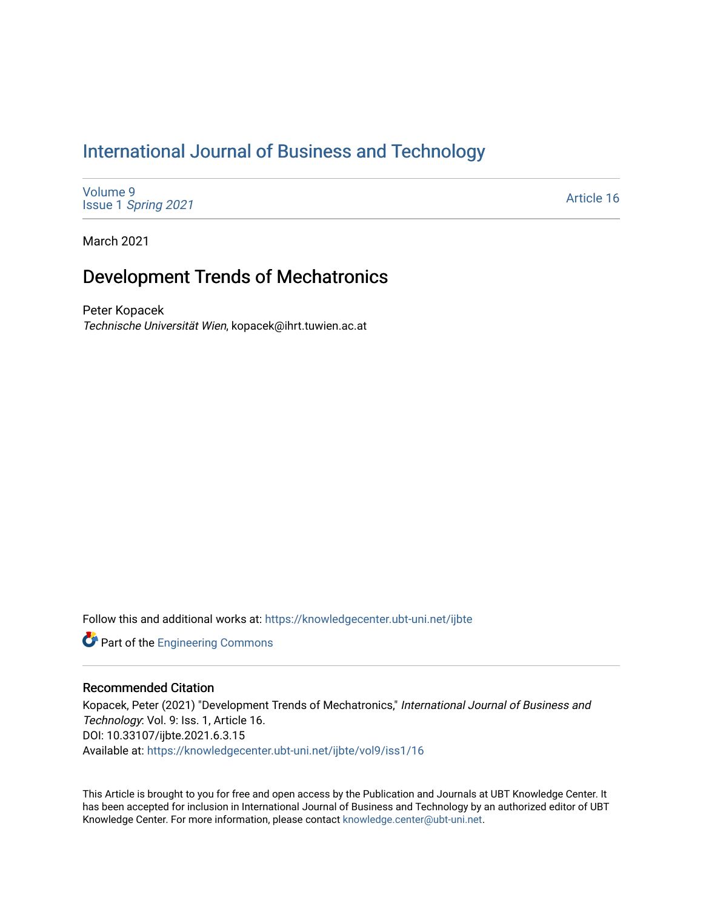# International Journal of Business and Technology

Volume 9
Issue 1 *Spring 2021*

Article 16

March 2021

## Development Trends of Mechatronics

Peter Kopacek
*Technische Universität Wien*, kopacek@ihrt.tuwien.ac.at

Follow this and additional works at: https://knowledgecenter.ubt-uni.net/ijbte

Part of the Engineering Commons

### Recommended Citation

Kopacek, Peter (2021) "Development Trends of Mechatronics," *International Journal of Business and Technology*: Vol. 9: Iss. 1, Article 16.
DOI: 10.33107/ijbte.2021.6.3.15
Available at: https://knowledgecenter.ubt-uni.net/ijbte/vol9/iss1/16

This Article is brought to you for free and open access by the Publication and Journals at UBT Knowledge Center. It has been accepted for inclusion in International Journal of Business and Technology by an authorized editor of UBT Knowledge Center. For more information, please contact knowledge.center@ubt-uni.net.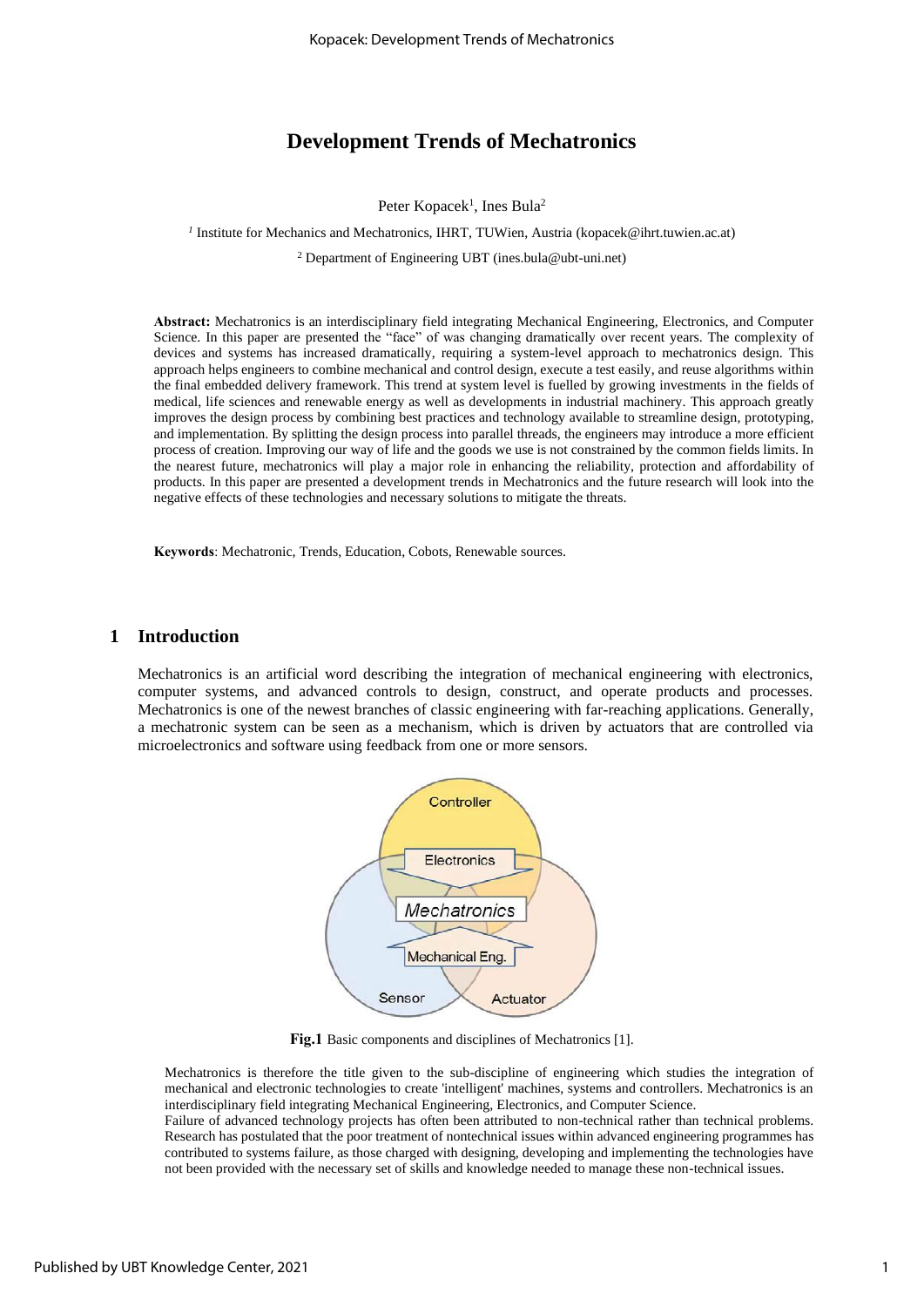# Development Trends of Mechatronics

Peter Kopacek[1], Ines Bula[2]

[1] Institute for Mechanics and Mechatronics, IHRT, TUWien, Austria (kopacek@ihrt.tuwien.ac.at)

[2] Department of Engineering UBT (ines.bula@ubt-uni.net)

**Abstract:** Mechatronics is an interdisciplinary field integrating Mechanical Engineering, Electronics, and Computer Science. In this paper are presented the "face" of was changing dramatically over recent years. The complexity of devices and systems has increased dramatically, requiring a system-level approach to mechatronics design. This approach helps engineers to combine mechanical and control design, execute a test easily, and reuse algorithms within the final embedded delivery framework. This trend at system level is fuelled by growing investments in the fields of medical, life sciences and renewable energy as well as developments in industrial machinery. This approach greatly improves the design process by combining best practices and technology available to streamline design, prototyping, and implementation. By splitting the design process into parallel threads, the engineers may introduce a more efficient process of creation. Improving our way of life and the goods we use is not constrained by the common fields limits. In the nearest future, mechatronics will play a major role in enhancing the reliability, protection and affordability of products. In this paper are presented a development trends in Mechatronics and the future research will look into the negative effects of these technologies and necessary solutions to mitigate the threats.

**Keywords**: Mechatronic, Trends, Education, Cobots, Renewable sources.

## 1 Introduction

Mechatronics is an artificial word describing the integration of mechanical engineering with electronics, computer systems, and advanced controls to design, construct, and operate products and processes. Mechatronics is one of the newest branches of classic engineering with far-reaching applications. Generally, a mechatronic system can be seen as a mechanism, which is driven by actuators that are controlled via microelectronics and software using feedback from one or more sensors.

Controller
Electronics
Mechatronics
Mechanical Eng.
Sensor
Actuator

**Fig.1** Basic components and disciplines of Mechatronics [1].

Mechatronics is therefore the title given to the sub-discipline of engineering which studies the integration of mechanical and electronic technologies to create 'intelligent' machines, systems and controllers. Mechatronics is an interdisciplinary field integrating Mechanical Engineering, Electronics, and Computer Science.

Failure of advanced technology projects has often been attributed to non-technical rather than technical problems. Research has postulated that the poor treatment of nontechnical issues within advanced engineering programmes has contributed to systems failure, as those charged with designing, developing and implementing the technologies have not been provided with the necessary set of skills and knowledge needed to manage these non-technical issues.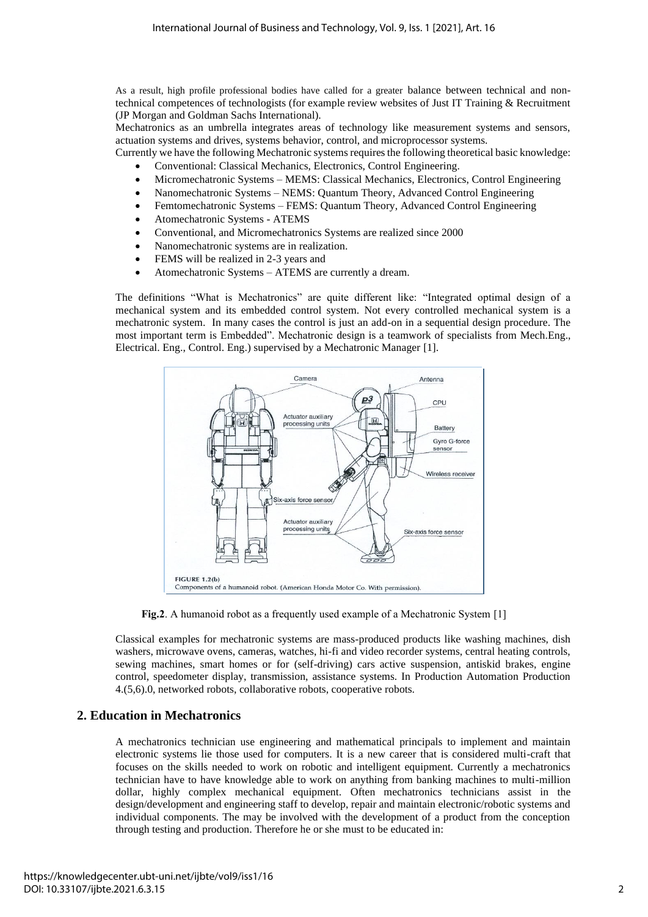As a result, high profile professional bodies have called for a greater balance between technical and non-technical competences of technologists (for example review websites of Just IT Training & Recruitment (JP Morgan and Goldman Sachs International).

Mechatronics as an umbrella integrates areas of technology like measurement systems and sensors, actuation systems and drives, systems behavior, control, and microprocessor systems.

Currently we have the following Mechatronic systems requires the following theoretical basic knowledge:

- Conventional: Classical Mechanics, Electronics, Control Engineering.
- Micromechatronic Systems – MEMS: Classical Mechanics, Electronics, Control Engineering
- Nanomechatronic Systems – NEMS: Quantum Theory, Advanced Control Engineering
- Femtomechatronic Systems – FEMS: Quantum Theory, Advanced Control Engineering
- Atomechatronic Systems - ATEMS
- Conventional, and Micromechatronics Systems are realized since 2000
- Nanomechatronic systems are in realization.
- FEMS will be realized in 2-3 years and
- Atomechatronic Systems – ATEMS are currently a dream.

The definitions "What is Mechatronics" are quite different like: "Integrated optimal design of a mechanical system and its embedded control system. Not every controlled mechanical system is a mechatronic system. In many cases the control is just an add-on in a sequential design procedure. The most important term is Embedded". Mechatronic design is a teamwork of specialists from Mech.Eng., Electrical. Eng., Control. Eng.) supervised by a Mechatronic Manager [1].

Camera
Antenna
CPU
Actuator auxiliary processing units
Battery
Gyro G-force sensor
Wireless receiver
Six-axis force sensor
Actuator auxiliary processing units
Six-axis force sensor

FIGURE 1.2(b)
Components of a humanoid robot. (American Honda Motor Co. With permission).

**Fig.2**. A humanoid robot as a frequently used example of a Mechatronic System [1]

Classical examples for mechatronic systems are mass-produced products like washing machines, dish washers, microwave ovens, cameras, watches, hi-fi and video recorder systems, central heating controls, sewing machines, smart homes or for (self-driving) cars active suspension, antiskid brakes, engine control, speedometer display, transmission, assistance systems. In Production Automation Production 4.(5,6).0, networked robots, collaborative robots, cooperative robots.

## 2. Education in Mechatronics

A mechatronics technician use engineering and mathematical principals to implement and maintain electronic systems lie those used for computers. It is a new career that is considered multi-craft that focuses on the skills needed to work on robotic and intelligent equipment. Currently a mechatronics technician have to have knowledge able to work on anything from banking machines to multi-million dollar, highly complex mechanical equipment. Often mechatronics technicians assist in the design/development and engineering staff to develop, repair and maintain electronic/robotic systems and individual components. The may be involved with the development of a product from the conception through testing and production. Therefore he or she must to be educated in: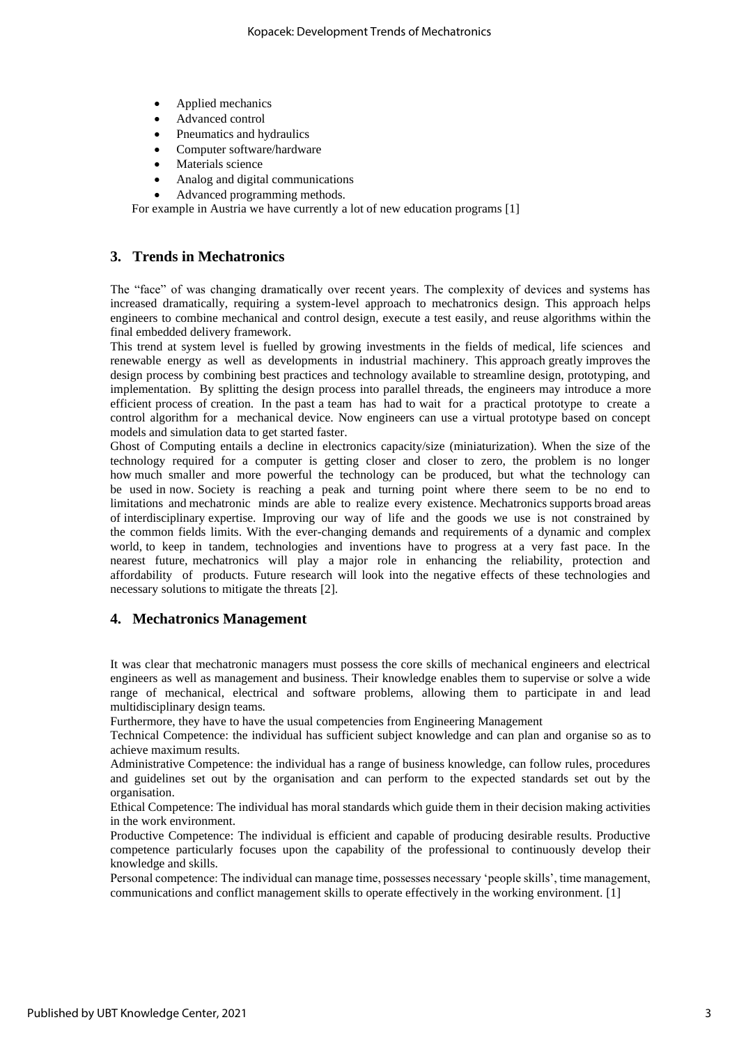- Applied mechanics
- Advanced control
- Pneumatics and hydraulics
- Computer software/hardware
- Materials science
- Analog and digital communications
- Advanced programming methods.

For example in Austria we have currently a lot of new education programs [1]

## 3. Trends in Mechatronics

The "face" of was changing dramatically over recent years. The complexity of devices and systems has increased dramatically, requiring a system-level approach to mechatronics design. This approach helps engineers to combine mechanical and control design, execute a test easily, and reuse algorithms within the final embedded delivery framework.

This trend at system level is fuelled by growing investments in the fields of medical, life sciences and renewable energy as well as developments in industrial machinery. This approach greatly improves the design process by combining best practices and technology available to streamline design, prototyping, and implementation. By splitting the design process into parallel threads, the engineers may introduce a more efficient process of creation. In the past a team has had to wait for a practical prototype to create a control algorithm for a mechanical device. Now engineers can use a virtual prototype based on concept models and simulation data to get started faster.

Ghost of Computing entails a decline in electronics capacity/size (miniaturization). When the size of the technology required for a computer is getting closer and closer to zero, the problem is no longer how much smaller and more powerful the technology can be produced, but what the technology can be used in now. Society is reaching a peak and turning point where there seem to be no end to limitations and mechatronic minds are able to realize every existence. Mechatronics supports broad areas of interdisciplinary expertise. Improving our way of life and the goods we use is not constrained by the common fields limits. With the ever-changing demands and requirements of a dynamic and complex world, to keep in tandem, technologies and inventions have to progress at a very fast pace. In the nearest future, mechatronics will play a major role in enhancing the reliability, protection and affordability of products. Future research will look into the negative effects of these technologies and necessary solutions to mitigate the threats [2].

## 4. Mechatronics Management

It was clear that mechatronic managers must possess the core skills of mechanical engineers and electrical engineers as well as management and business. Their knowledge enables them to supervise or solve a wide range of mechanical, electrical and software problems, allowing them to participate in and lead multidisciplinary design teams.

Furthermore, they have to have the usual competencies from Engineering Management

Technical Competence: the individual has sufficient subject knowledge and can plan and organise so as to achieve maximum results.

Administrative Competence: the individual has a range of business knowledge, can follow rules, procedures and guidelines set out by the organisation and can perform to the expected standards set out by the organisation.

Ethical Competence: The individual has moral standards which guide them in their decision making activities in the work environment.

Productive Competence: The individual is efficient and capable of producing desirable results. Productive competence particularly focuses upon the capability of the professional to continuously develop their knowledge and skills.

Personal competence: The individual can manage time, possesses necessary 'people skills', time management, communications and conflict management skills to operate effectively in the working environment. [1]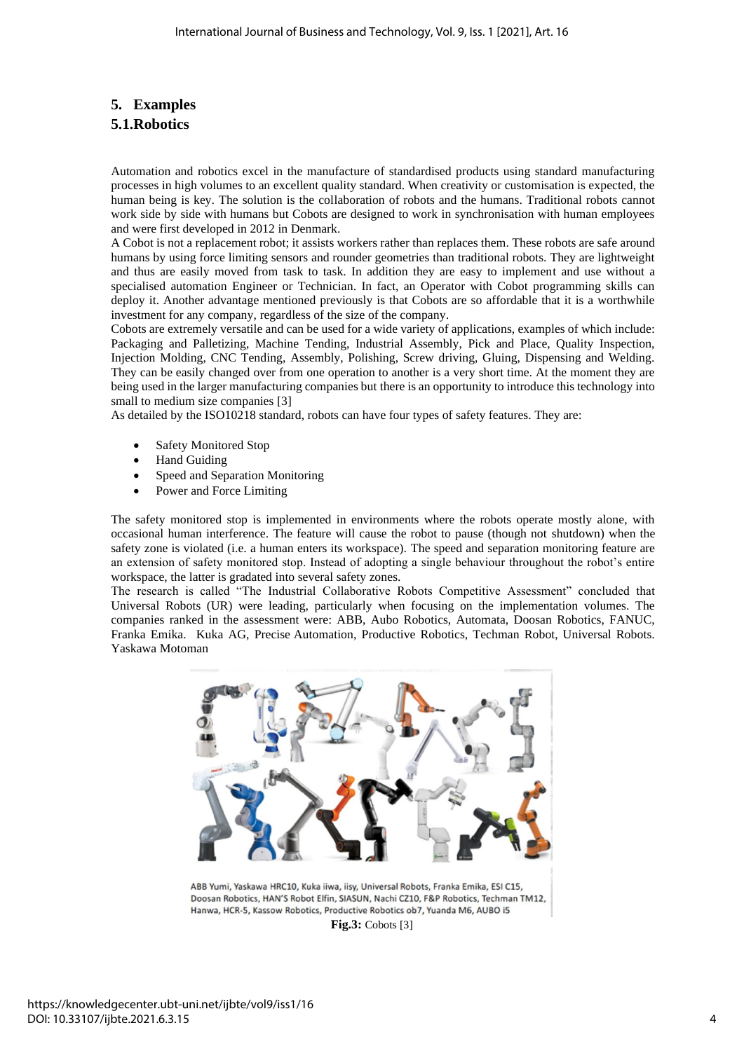## 5. Examples

### 5.1. Robotics

Automation and robotics excel in the manufacture of standardised products using standard manufacturing processes in high volumes to an excellent quality standard. When creativity or customisation is expected, the human being is key. The solution is the collaboration of robots and the humans. Traditional robots cannot work side by side with humans but Cobots are designed to work in synchronisation with human employees and were first developed in 2012 in Denmark.

A Cobot is not a replacement robot; it assists workers rather than replaces them. These robots are safe around humans by using force limiting sensors and rounder geometries than traditional robots. They are lightweight and thus are easily moved from task to task. In addition they are easy to implement and use without a specialised automation Engineer or Technician. In fact, an Operator with Cobot programming skills can deploy it. Another advantage mentioned previously is that Cobots are so affordable that it is a worthwhile investment for any company, regardless of the size of the company.

Cobots are extremely versatile and can be used for a wide variety of applications, examples of which include: Packaging and Palletizing, Machine Tending, Industrial Assembly, Pick and Place, Quality Inspection, Injection Molding, CNC Tending, Assembly, Polishing, Screw driving, Gluing, Dispensing and Welding. They can be easily changed over from one operation to another is a very short time. At the moment they are being used in the larger manufacturing companies but there is an opportunity to introduce this technology into small to medium size companies [3]

As detailed by the ISO10218 standard, robots can have four types of safety features. They are:

- Safety Monitored Stop
- Hand Guiding
- Speed and Separation Monitoring
- Power and Force Limiting

The safety monitored stop is implemented in environments where the robots operate mostly alone, with occasional human interference. The feature will cause the robot to pause (though not shutdown) when the safety zone is violated (i.e. a human enters its workspace). The speed and separation monitoring feature are an extension of safety monitored stop. Instead of adopting a single behaviour throughout the robot's entire workspace, the latter is gradated into several safety zones.

The research is called "The Industrial Collaborative Robots Competitive Assessment" concluded that Universal Robots (UR) were leading, particularly when focusing on the implementation volumes. The companies ranked in the assessment were: ABB, Aubo Robotics, Automata, Doosan Robotics, FANUC, Franka Emika. Kuka AG, Precise Automation, Productive Robotics, Techman Robot, Universal Robots. Yaskawa Motoman

ABB Yumi, Yaskawa HRC10, Kuka iiwa, iisy, Universal Robots, Franka Emika, ESI C15, Doosan Robotics, HAN'S Robot Elfin, SIASUN, Nachi CZ10, F&P Robotics, Techman TM12, Hanwa, HCR-5, Kassow Robotics, Productive Robotics ob7, Yuanda M6, AUBO i5

**Fig.3:** Cobots [3]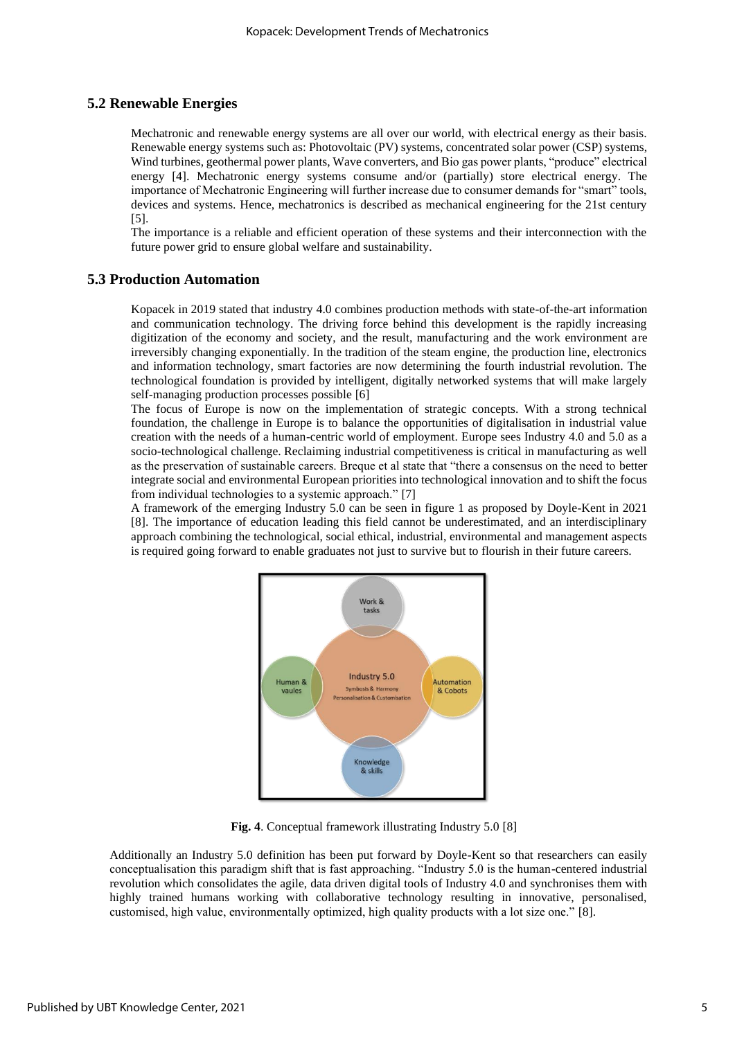## 5.2 Renewable Energies

Mechatronic and renewable energy systems are all over our world, with electrical energy as their basis. Renewable energy systems such as: Photovoltaic (PV) systems, concentrated solar power (CSP) systems, Wind turbines, geothermal power plants, Wave converters, and Bio gas power plants, "produce" electrical energy [4]. Mechatronic energy systems consume and/or (partially) store electrical energy. The importance of Mechatronic Engineering will further increase due to consumer demands for "smart" tools, devices and systems. Hence, mechatronics is described as mechanical engineering for the 21st century [5].

The importance is a reliable and efficient operation of these systems and their interconnection with the future power grid to ensure global welfare and sustainability.

## 5.3 Production Automation

Kopacek in 2019 stated that industry 4.0 combines production methods with state-of-the-art information and communication technology. The driving force behind this development is the rapidly increasing digitization of the economy and society, and the result, manufacturing and the work environment are irreversibly changing exponentially. In the tradition of the steam engine, the production line, electronics and information technology, smart factories are now determining the fourth industrial revolution. The technological foundation is provided by intelligent, digitally networked systems that will make largely self-managing production processes possible [6]

The focus of Europe is now on the implementation of strategic concepts. With a strong technical foundation, the challenge in Europe is to balance the opportunities of digitalisation in industrial value creation with the needs of a human-centric world of employment. Europe sees Industry 4.0 and 5.0 as a socio-technological challenge. Reclaiming industrial competitiveness is critical in manufacturing as well as the preservation of sustainable careers. Breque et al state that "there a consensus on the need to better integrate social and environmental European priorities into technological innovation and to shift the focus from individual technologies to a systemic approach." [7]

A framework of the emerging Industry 5.0 can be seen in figure 1 as proposed by Doyle-Kent in 2021 [8]. The importance of education leading this field cannot be underestimated, and an interdisciplinary approach combining the technological, social ethical, industrial, environmental and management aspects is required going forward to enable graduates not just to survive but to flourish in their future careers.

Work & tasks

Human & vaules

Industry 5.0
Symbosis & Harmony
Personalisation & Customisation

Automation & Cobots

Knowledge & skills

**Fig. 4**. Conceptual framework illustrating Industry 5.0 [8]

Additionally an Industry 5.0 definition has been put forward by Doyle-Kent so that researchers can easily conceptualisation this paradigm shift that is fast approaching. "Industry 5.0 is the human-centered industrial revolution which consolidates the agile, data driven digital tools of Industry 4.0 and synchronises them with highly trained humans working with collaborative technology resulting in innovative, personalised, customised, high value, environmentally optimized, high quality products with a lot size one." [8].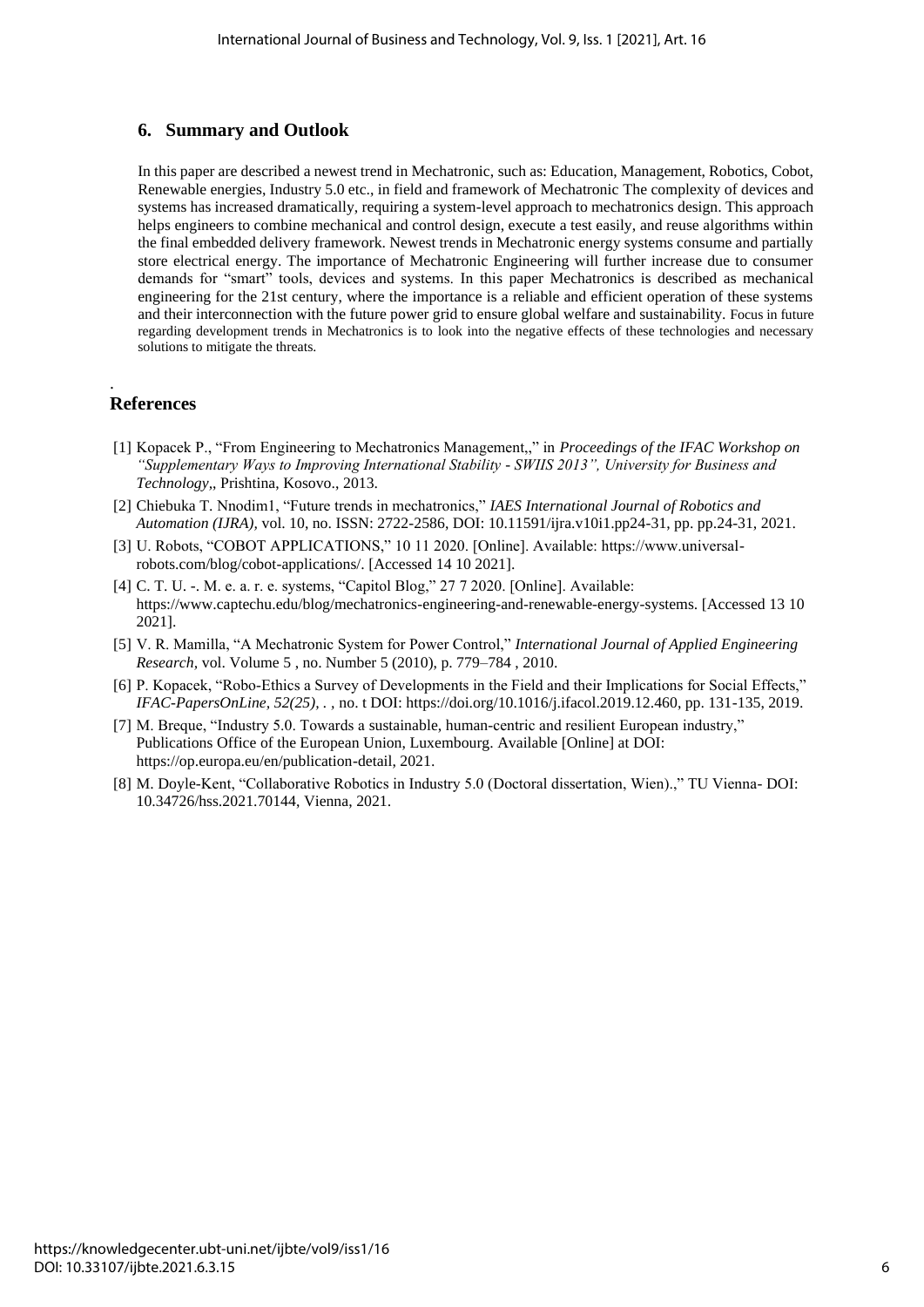## 6. Summary and Outlook

In this paper are described a newest trend in Mechatronic, such as: Education, Management, Robotics, Cobot, Renewable energies, Industry 5.0 etc., in field and framework of Mechatronic The complexity of devices and systems has increased dramatically, requiring a system-level approach to mechatronics design. This approach helps engineers to combine mechanical and control design, execute a test easily, and reuse algorithms within the final embedded delivery framework. Newest trends in Mechatronic energy systems consume and partially store electrical energy. The importance of Mechatronic Engineering will further increase due to consumer demands for "smart" tools, devices and systems. In this paper Mechatronics is described as mechanical engineering for the 21st century, where the importance is a reliable and efficient operation of these systems and their interconnection with the future power grid to ensure global welfare and sustainability. Focus in future regarding development trends in Mechatronics is to look into the negative effects of these technologies and necessary solutions to mitigate the threats.

.

## References

[1] Kopacek P., "From Engineering to Mechatronics Management,," in *Proceedings of the IFAC Workshop on "Supplementary Ways to Improving International Stability - SWIIS 2013", University for Business and Technology*,, Prishtina, Kosovo., 2013.

[2] Chiebuka T. Nnodim1, "Future trends in mechatronics," *IAES International Journal of Robotics and Automation (IJRA),* vol. 10, no. ISSN: 2722-2586, DOI: 10.11591/ijra.v10i1.pp24-31, pp. pp.24-31, 2021.

[3] U. Robots, "COBOT APPLICATIONS," 10 11 2020. [Online]. Available: https://www.universal-robots.com/blog/cobot-applications/. [Accessed 14 10 2021].

[4] C. T. U. -. M. e. a. r. e. systems, "Capitol Blog," 27 7 2020. [Online]. Available: https://www.captechu.edu/blog/mechatronics-engineering-and-renewable-energy-systems. [Accessed 13 10 2021].

[5] V. R. Mamilla, "A Mechatronic System for Power Control," *International Journal of Applied Engineering Research,* vol. Volume 5 , no. Number 5 (2010), p. 779–784 , 2010.

[6] P. Kopacek, "Robo-Ethics a Survey of Developments in the Field and their Implications for Social Effects," *IFAC-PapersOnLine, 52(25),* . , no. t DOI: https://doi.org/10.1016/j.ifacol.2019.12.460, pp. 131-135, 2019.

[7] M. Breque, "Industry 5.0. Towards a sustainable, human-centric and resilient European industry," Publications Office of the European Union, Luxembourg. Available [Online] at DOI: https://op.europa.eu/en/publication-detail, 2021.

[8] M. Doyle-Kent, "Collaborative Robotics in Industry 5.0 (Doctoral dissertation, Wien).," TU Vienna- DOI: 10.34726/hss.2021.70144, Vienna, 2021.